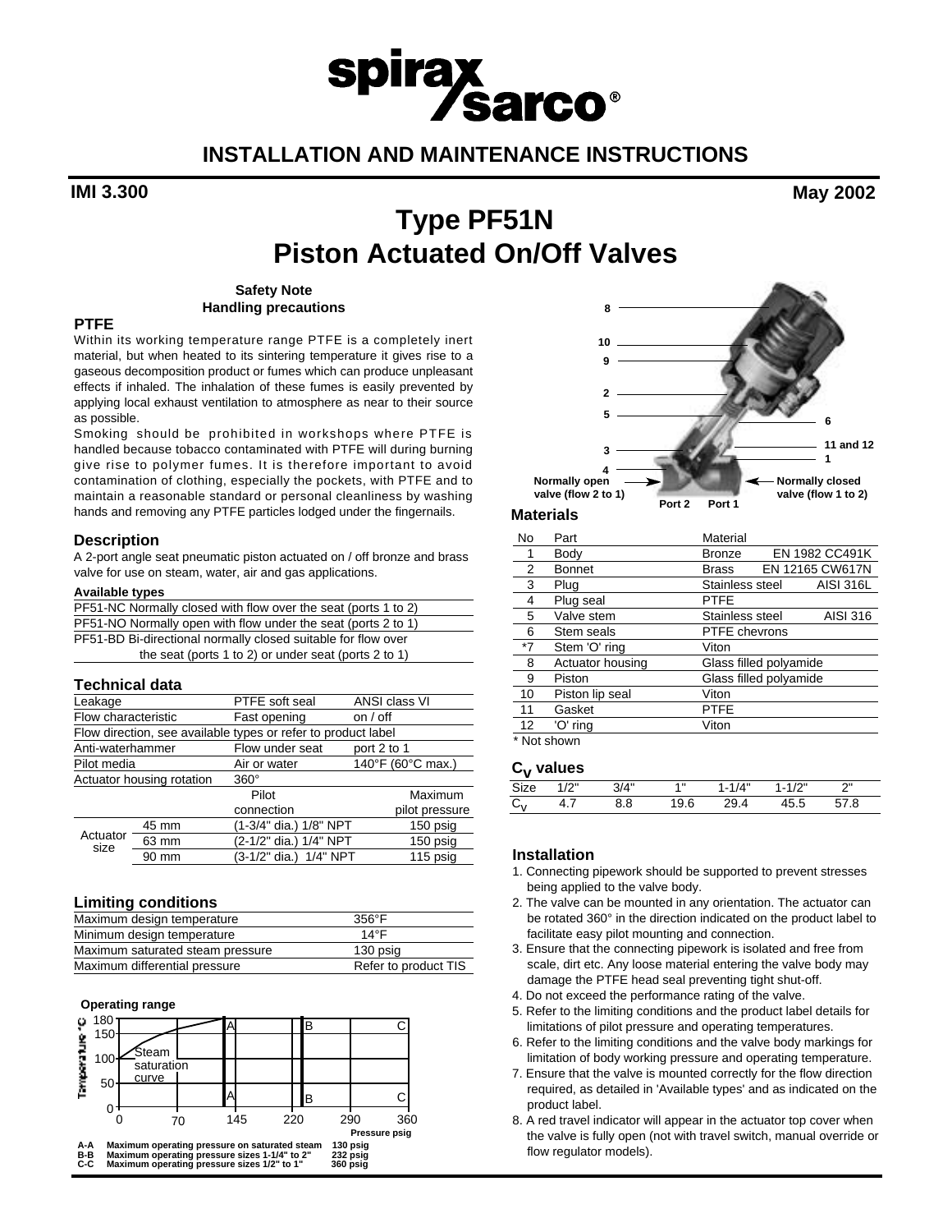# INSTALLATION AND MAINTENANCE INSTRUCTIONS

**IMI 3.300** **May 2002**

# Type PF51N Piston Actuated On/Off Valves

**Safety Note**
**Handling precautions**

### PTFE

Within its working temperature range PTFE is a completely inert material, but when heated to its sintering temperature it gives rise to a gaseous decomposition product or fumes which can produce unpleasant effects if inhaled. The inhalation of these fumes is easily prevented by applying local exhaust ventilation to atmosphere as near to their source as possible.

Smoking should be prohibited in workshops where PTFE is handled because tobacco contaminated with PTFE will during burning give rise to polymer fumes. It is therefore important to avoid contamination of clothing, especially the pockets, with PTFE and to maintain a reasonable standard or personal cleanliness by washing hands and removing any PTFE particles lodged under the fingernails.

## Description

A 2-port angle seat pneumatic piston actuated on / off bronze and brass valve for use on steam, water, air and gas applications.

**Available types**

| |
|---|
| PF51-NC Normally closed with flow over the seat (ports 1 to 2) |
| PF51-NO Normally open with flow under the seat (ports 2 to 1) |
| PF51-BD Bi-directional normally closed suitable for flow over the seat (ports 1 to 2) or under seat (ports 2 to 1) |

## Technical data

| | | | |
|---|---|---|---|
| Leakage | | PTFE soft seal | ANSI class VI |
| Flow characteristic | | Fast opening | on / off |
| Flow direction, see available types or refer to product label | | | |
| Anti-waterhammer | | Flow under seat | port 2 to 1 |
| Pilot media | | Air or water | 140°F (60°C max.) |
| Actuator housing rotation | | 360° | |
| | | Pilot connection | Maximum pilot pressure |
| Actuator size | 45 mm | (1-3/4" dia.) 1/8" NPT | 150 psig |
| | 63 mm | (2-1/2" dia.) 1/4" NPT | 150 psig |
| | 90 mm | (3-1/2" dia.) 1/4" NPT | 115 psig |

## Limiting conditions

| | |
|---|---|
| Maximum design temperature | 356°F |
| Minimum design temperature | 14°F |
| Maximum saturated steam pressure | 130 psig |
| Maximum differential pressure | Refer to product TIS |

**Operating range**

Temperature °C (0–180) vs Pressure psig (0, 70, 145, 220, 290, 360); Steam saturation curve.

A-A Maximum operating pressure on saturated steam 130 psig
B-B Maximum operating pressure sizes 1-1/4" to 2" 232 psig
C-C Maximum operating pressure sizes 1/2" to 1" 360 psig

Normally open valve (flow 2 to 1) — Port 2, Port 1 — Normally closed valve (flow 1 to 2)

## Materials

| No | Part | Material | |
|---|---|---|---|
| 1 | Body | Bronze | EN 1982 CC491K |
| 2 | Bonnet | Brass | EN 12165 CW617N |
| 3 | Plug | Stainless steel | AISI 316L |
| 4 | Plug seal | PTFE | |
| 5 | Valve stem | Stainless steel | AISI 316 |
| 6 | Stem seals | PTFE chevrons | |
| *7 | Stem 'O' ring | Viton | |
| 8 | Actuator housing | Glass filled polyamide | |
| 9 | Piston | Glass filled polyamide | |
| 10 | Piston lip seal | Viton | |
| 11 | Gasket | PTFE | |
| 12 | 'O' ring | Viton | |

* Not shown

## $C_V$ values

| Size | 1/2" | 3/4" | 1" | 1-1/4" | 1-1/2" | 2" |
|---|---|---|---|---|---|---|
| $C_V$ | 4.7 | 8.8 | 19.6 | 29.4 | 45.5 | 57.8 |

## Installation

1. Connecting pipework should be supported to prevent stresses being applied to the valve body.
2. The valve can be mounted in any orientation. The actuator can be rotated 360° in the direction indicated on the product label to facilitate easy pilot mounting and connection.
3. Ensure that the connecting pipework is isolated and free from scale, dirt etc. Any loose material entering the valve body may damage the PTFE head seal preventing tight shut-off.
4. Do not exceed the performance rating of the valve.
5. Refer to the limiting conditions and the product label details for limitations of pilot pressure and operating temperatures.
6. Refer to the limiting conditions and the valve body markings for limitation of body working pressure and operating temperature.
7. Ensure that the valve is mounted correctly for the flow direction required, as detailed in 'Available types' and as indicated on the product label.
8. A red travel indicator will appear in the actuator top cover when the valve is fully open (not with travel switch, manual override or flow regulator models).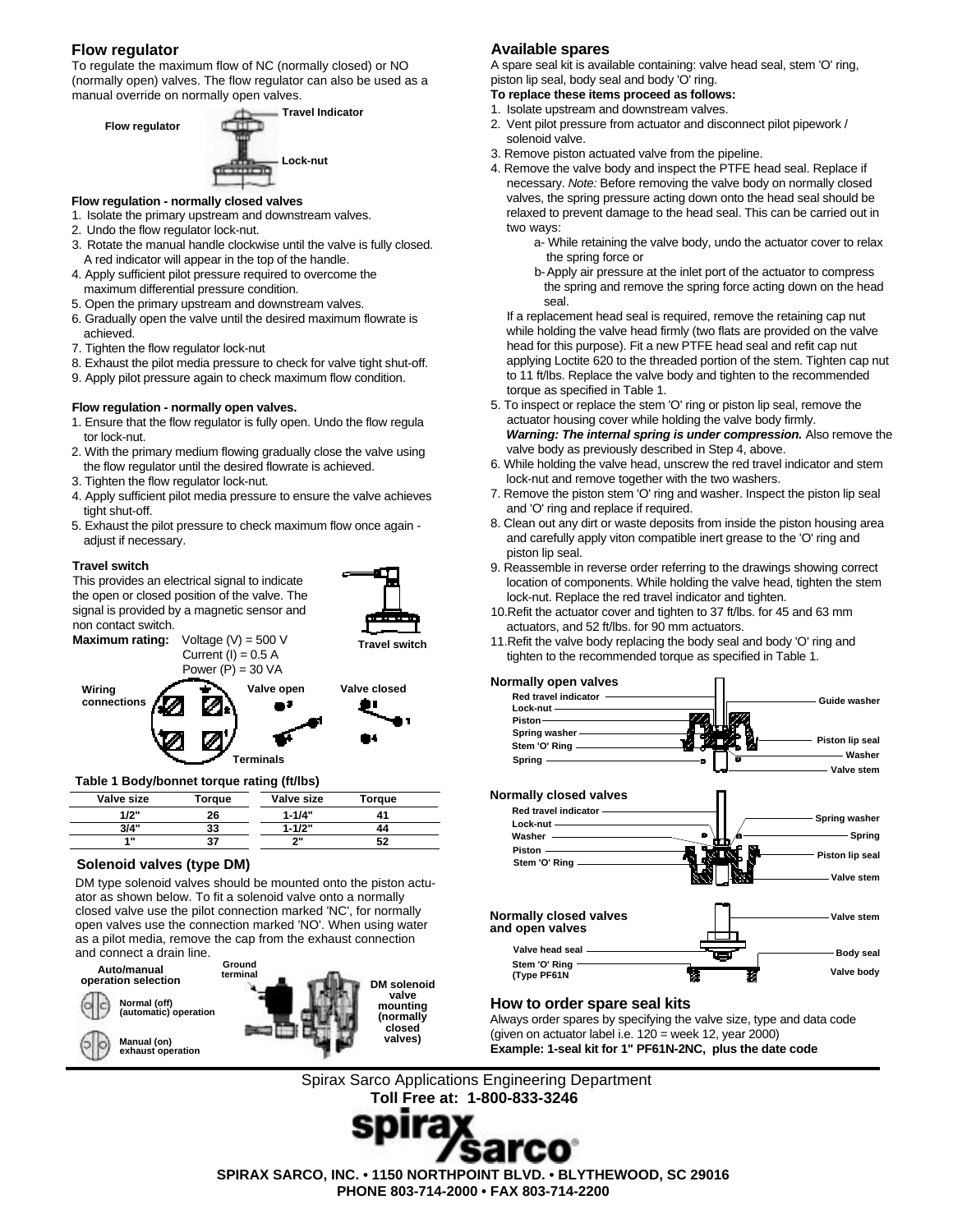## Flow regulator

To regulate the maximum flow of NC (normally closed) or NO (normally open) valves. The flow regulator can also be used as a manual override on normally open valves.

Flow regulator

Travel Indicator

Lock-nut

**Flow regulation - normally closed valves**

1. Isolate the primary upstream and downstream valves.
2. Undo the flow regulator lock-nut.
3. Rotate the manual handle clockwise until the valve is fully closed. A red indicator will appear in the top of the handle.
4. Apply sufficient pilot pressure required to overcome the maximum differential pressure condition.
5. Open the primary upstream and downstream valves.
6. Gradually open the valve until the desired maximum flowrate is achieved.
7. Tighten the flow regulator lock-nut
8. Exhaust the pilot media pressure to check for valve tight shut-off.
9. Apply pilot pressure again to check maximum flow condition.

**Flow regulation - normally open valves.**

1. Ensure that the flow regulator is fully open. Undo the flow regula tor lock-nut.
2. With the primary medium flowing gradually close the valve using the flow regulator until the desired flowrate is achieved.
3. Tighten the flow regulator lock-nut.
4. Apply sufficient pilot media pressure to ensure the valve achieves tight shut-off.
5. Exhaust the pilot pressure to check maximum flow once again - adjust if necessary.

**Travel switch**

This provides an electrical signal to indicate the open or closed position of the valve. The signal is provided by a magnetic sensor and non contact switch.

**Maximum rating:** Voltage (V) = 500 V
Current (I) = 0.5 A
Power (P) = 30 VA

Travel switch

Wiring connections

Valve open

Valve closed

Terminals

**Table 1 Body/bonnet torque rating (ft/lbs)**

| Valve size | Torque | Valve size | Torque |
|---|---|---|---|
| 1/2" | 26 | 1-1/4" | 41 |
| 3/4" | 33 | 1-1/2" | 44 |
| 1" | 37 | 2" | 52 |

## Solenoid valves (type DM)

DM type solenoid valves should be mounted onto the piston actuator as shown below. To fit a solenoid valve onto a normally closed valve use the pilot connection marked 'NC', for normally open valves use the connection marked 'NO'. When using water as a pilot media, remove the cap from the exhaust connection and connect a drain line.

Auto/manual operation selection

Normal (off) (automatic) operation

Manual (on) exhaust operation

Ground terminal

DM solenoid valve mounting (normally closed valves)

## Available spares

A spare seal kit is available containing: valve head seal, stem 'O' ring, piston lip seal, body seal and body 'O' ring.

**To replace these items proceed as follows:**

1. Isolate upstream and downstream valves.
2. Vent pilot pressure from actuator and disconnect pilot pipework / solenoid valve.
3. Remove piston actuated valve from the pipeline.
4. Remove the valve body and inspect the PTFE head seal. Replace if necessary. *Note:* Before removing the valve body on normally closed valves, the spring pressure acting down onto the head seal should be relaxed to prevent damage to the head seal. This can be carried out in two ways:
   - a- While retaining the valve body, undo the actuator cover to relax the spring force or
   - b- Apply air pressure at the inlet port of the actuator to compress the spring and remove the spring force acting down on the head seal.

   If a replacement head seal is required, remove the retaining cap nut while holding the valve head firmly (two flats are provided on the valve head for this purpose). Fit a new PTFE head seal and refit cap nut applying Loctite 620 to the threaded portion of the stem. Tighten cap nut to 11 ft/lbs. Replace the valve body and tighten to the recommended torque as specified in Table 1.
5. To inspect or replace the stem 'O' ring or piston lip seal, remove the actuator housing cover while holding the valve body firmly. ***Warning: The internal spring is under compression.*** Also remove the valve body as previously described in Step 4, above.
6. While holding the valve head, unscrew the red travel indicator and stem lock-nut and remove together with the two washers.
7. Remove the piston stem 'O' ring and washer. Inspect the piston lip seal and 'O' ring and replace if required.
8. Clean out any dirt or waste deposits from inside the piston housing area and carefully apply viton compatible inert grease to the 'O' ring and piston lip seal.
9. Reassemble in reverse order referring to the drawings showing correct location of components. While holding the valve head, tighten the stem lock-nut. Replace the red travel indicator and tighten.
10. Refit the actuator cover and tighten to 37 ft/lbs. for 45 and 63 mm actuators, and 52 ft/lbs. for 90 mm actuators.
11. Refit the valve body replacing the body seal and body 'O' ring and tighten to the recommended torque as specified in Table 1.

**Normally open valves**

Red travel indicator, Lock-nut, Piston, Spring washer, Stem 'O' Ring, Spring, Guide washer, Piston lip seal, Washer, Valve stem

**Normally closed valves**

Red travel indicator, Lock-nut, Washer, Piston, Stem 'O' Ring, Spring washer, Spring, Piston lip seal, Valve stem

**Normally closed valves and open valves**

Valve head seal, Stem 'O' Ring (Type PF61N, Valve stem, Body seal, Valve body

## How to order spare seal kits

Always order spares by specifying the valve size, type and data code (given on actuator label i.e. 120 = week 12, year 2000)

**Example: 1-seal kit for 1" PF61N-2NC, plus the date code**

Spirax Sarco Applications Engineering Department
**Toll Free at: 1-800-833-3246**

spirax sarco

**SPIRAX SARCO, INC. • 1150 NORTHPOINT BLVD. • BLYTHEWOOD, SC 29016**
**PHONE 803-714-2000 • FAX 803-714-2200**